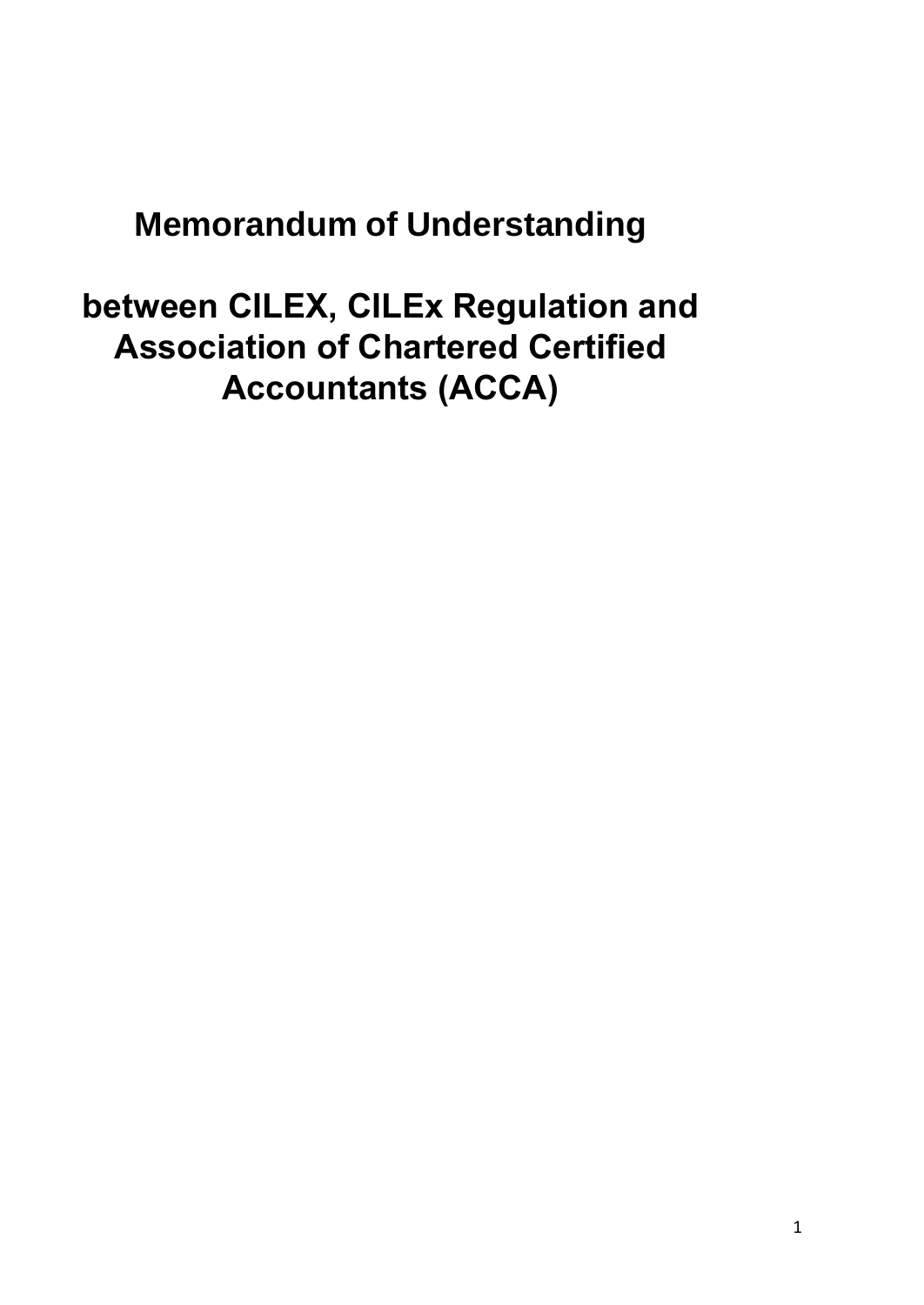# Memorandum of Understanding

## between CILEX, CILEx Regulation and Association of Chartered Certified Accountants (ACCA)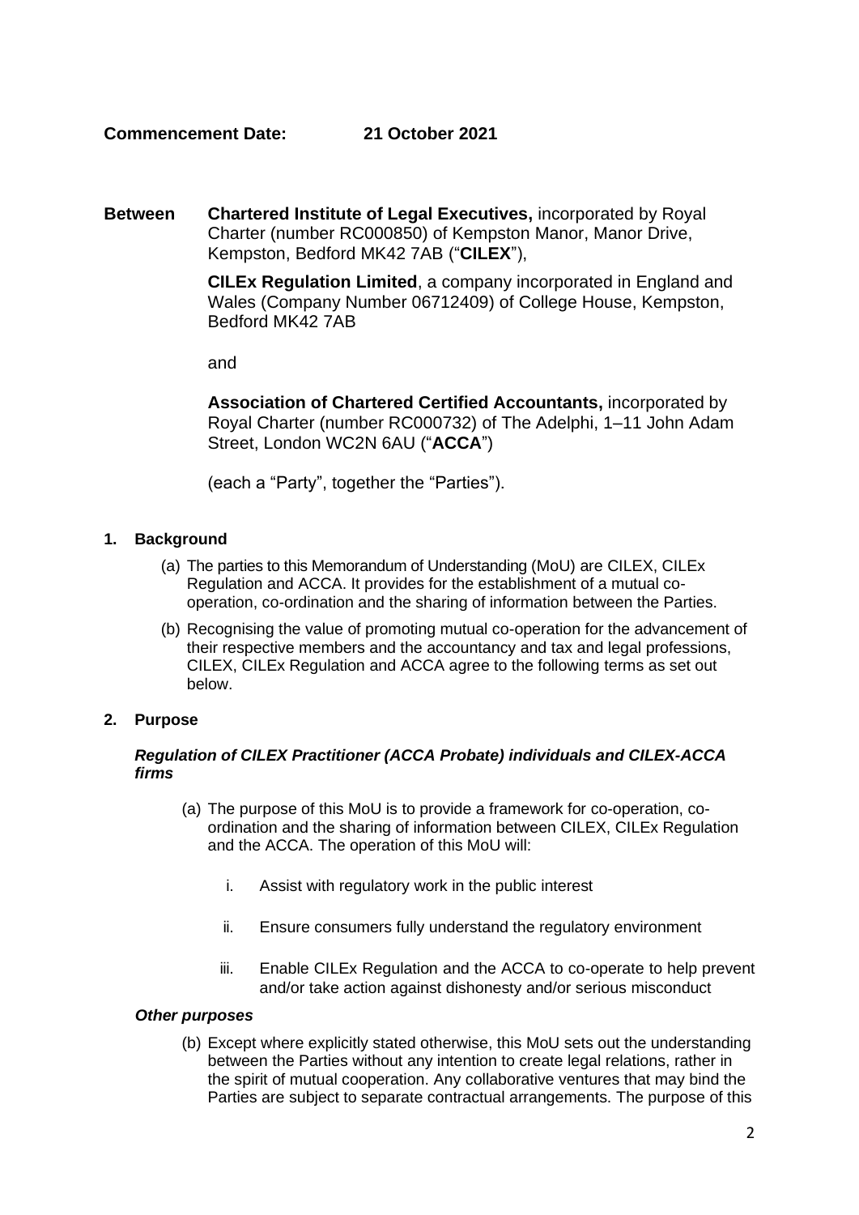**Commencement Date: 21 October 2021**

**Between** **Chartered Institute of Legal Executives,** incorporated by Royal Charter (number RC000850) of Kempston Manor, Manor Drive, Kempston, Bedford MK42 7AB ("**CILEX**"),

**CILEx Regulation Limited**, a company incorporated in England and Wales (Company Number 06712409) of College House, Kempston, Bedford MK42 7AB

and

**Association of Chartered Certified Accountants,** incorporated by Royal Charter (number RC000732) of The Adelphi, 1–11 John Adam Street, London WC2N 6AU ("**ACCA**")

(each a "Party", together the "Parties").

## 1. Background

(a) The parties to this Memorandum of Understanding (MoU) are CILEX, CILEx Regulation and ACCA. It provides for the establishment of a mutual co-operation, co-ordination and the sharing of information between the Parties.

(b) Recognising the value of promoting mutual co-operation for the advancement of their respective members and the accountancy and tax and legal professions, CILEX, CILEx Regulation and ACCA agree to the following terms as set out below.

## 2. Purpose

### *Regulation of CILEX Practitioner (ACCA Probate) individuals and CILEX-ACCA firms*

(a) The purpose of this MoU is to provide a framework for co-operation, co-ordination and the sharing of information between CILEX, CILEx Regulation and the ACCA. The operation of this MoU will:

i. Assist with regulatory work in the public interest

ii. Ensure consumers fully understand the regulatory environment

iii. Enable CILEx Regulation and the ACCA to co-operate to help prevent and/or take action against dishonesty and/or serious misconduct

### *Other purposes*

(b) Except where explicitly stated otherwise, this MoU sets out the understanding between the Parties without any intention to create legal relations, rather in the spirit of mutual cooperation. Any collaborative ventures that may bind the Parties are subject to separate contractual arrangements. The purpose of this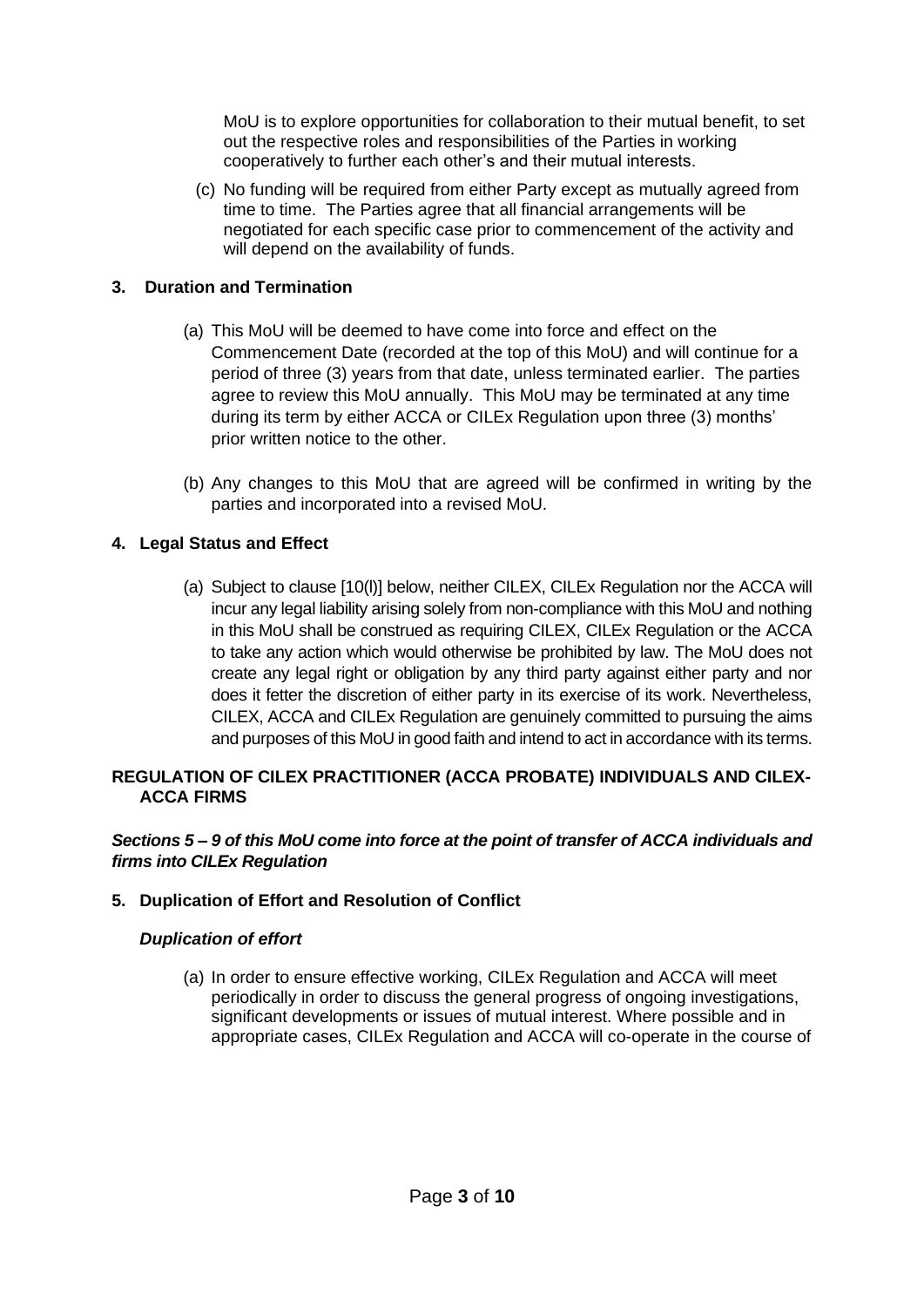MoU is to explore opportunities for collaboration to their mutual benefit, to set out the respective roles and responsibilities of the Parties in working cooperatively to further each other's and their mutual interests.

(c) No funding will be required from either Party except as mutually agreed from time to time. The Parties agree that all financial arrangements will be negotiated for each specific case prior to commencement of the activity and will depend on the availability of funds.

## 3. Duration and Termination

(a) This MoU will be deemed to have come into force and effect on the Commencement Date (recorded at the top of this MoU) and will continue for a period of three (3) years from that date, unless terminated earlier. The parties agree to review this MoU annually. This MoU may be terminated at any time during its term by either ACCA or CILEx Regulation upon three (3) months' prior written notice to the other.

(b) Any changes to this MoU that are agreed will be confirmed in writing by the parties and incorporated into a revised MoU.

## 4. Legal Status and Effect

(a) Subject to clause [10(l)] below, neither CILEX, CILEx Regulation nor the ACCA will incur any legal liability arising solely from non-compliance with this MoU and nothing in this MoU shall be construed as requiring CILEX, CILEx Regulation or the ACCA to take any action which would otherwise be prohibited by law. The MoU does not create any legal right or obligation by any third party against either party and nor does it fetter the discretion of either party in its exercise of its work. Nevertheless, CILEX, ACCA and CILEx Regulation are genuinely committed to pursuing the aims and purposes of this MoU in good faith and intend to act in accordance with its terms.

## REGULATION OF CILEX PRACTITIONER (ACCA PROBATE) INDIVIDUALS AND CILEX-ACCA FIRMS

***Sections 5 – 9 of this MoU come into force at the point of transfer of ACCA individuals and firms into CILEx Regulation***

## 5. Duplication of Effort and Resolution of Conflict

### *Duplication of effort*

(a) In order to ensure effective working, CILEx Regulation and ACCA will meet periodically in order to discuss the general progress of ongoing investigations, significant developments or issues of mutual interest. Where possible and in appropriate cases, CILEx Regulation and ACCA will co-operate in the course of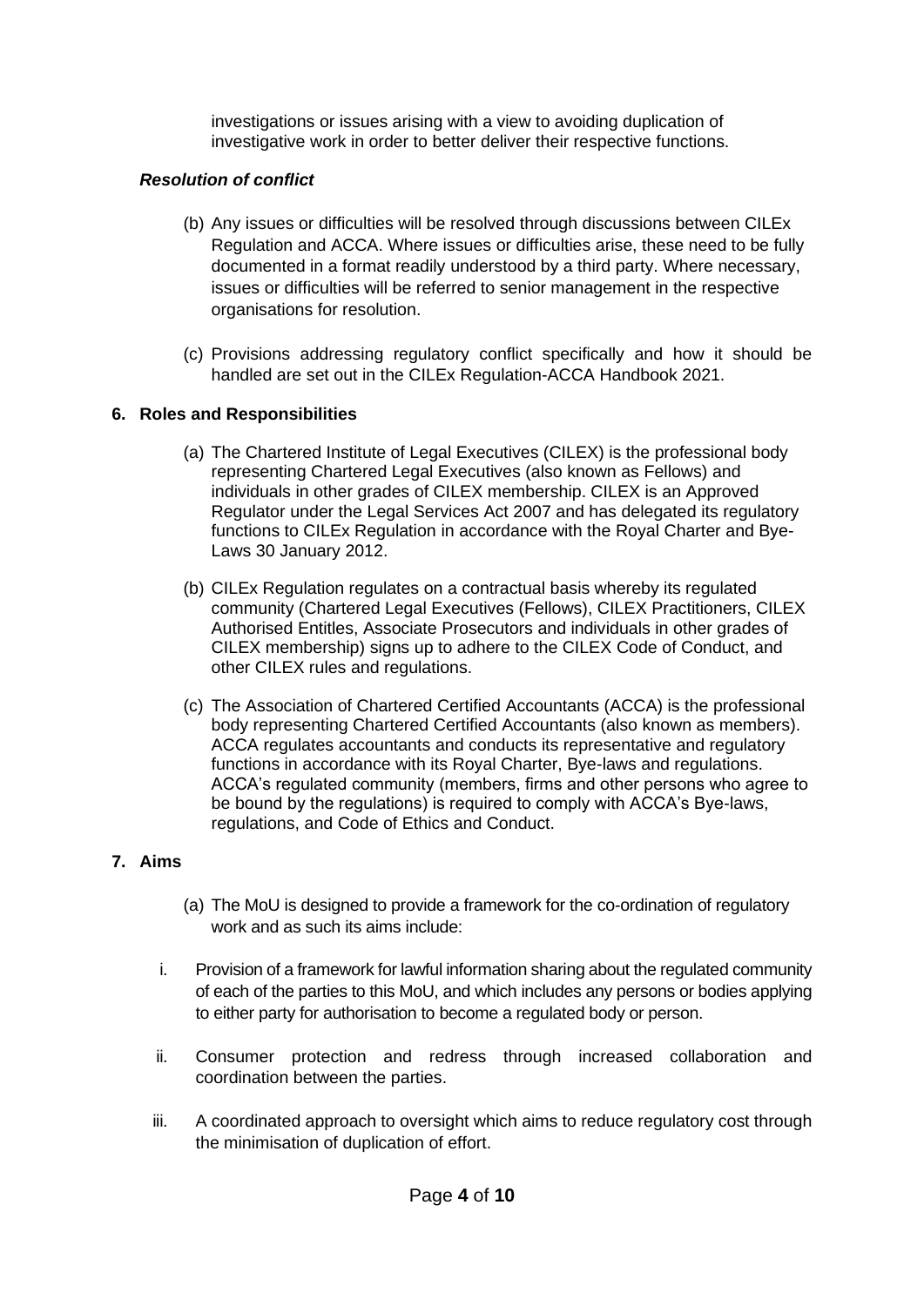investigations or issues arising with a view to avoiding duplication of investigative work in order to better deliver their respective functions.

***Resolution of conflict***

(b) Any issues or difficulties will be resolved through discussions between CILEx Regulation and ACCA. Where issues or difficulties arise, these need to be fully documented in a format readily understood by a third party. Where necessary, issues or difficulties will be referred to senior management in the respective organisations for resolution.

(c) Provisions addressing regulatory conflict specifically and how it should be handled are set out in the CILEx Regulation-ACCA Handbook 2021.

## 6. Roles and Responsibilities

(a) The Chartered Institute of Legal Executives (CILEX) is the professional body representing Chartered Legal Executives (also known as Fellows) and individuals in other grades of CILEX membership. CILEX is an Approved Regulator under the Legal Services Act 2007 and has delegated its regulatory functions to CILEx Regulation in accordance with the Royal Charter and Bye-Laws 30 January 2012.

(b) CILEx Regulation regulates on a contractual basis whereby its regulated community (Chartered Legal Executives (Fellows), CILEX Practitioners, CILEX Authorised Entitles, Associate Prosecutors and individuals in other grades of CILEX membership) signs up to adhere to the CILEX Code of Conduct, and other CILEX rules and regulations.

(c) The Association of Chartered Certified Accountants (ACCA) is the professional body representing Chartered Certified Accountants (also known as members). ACCA regulates accountants and conducts its representative and regulatory functions in accordance with its Royal Charter, Bye-laws and regulations. ACCA's regulated community (members, firms and other persons who agree to be bound by the regulations) is required to comply with ACCA's Bye-laws, regulations, and Code of Ethics and Conduct.

## 7. Aims

(a) The MoU is designed to provide a framework for the co-ordination of regulatory work and as such its aims include:

i. Provision of a framework for lawful information sharing about the regulated community of each of the parties to this MoU, and which includes any persons or bodies applying to either party for authorisation to become a regulated body or person.

ii. Consumer protection and redress through increased collaboration and coordination between the parties.

iii. A coordinated approach to oversight which aims to reduce regulatory cost through the minimisation of duplication of effort.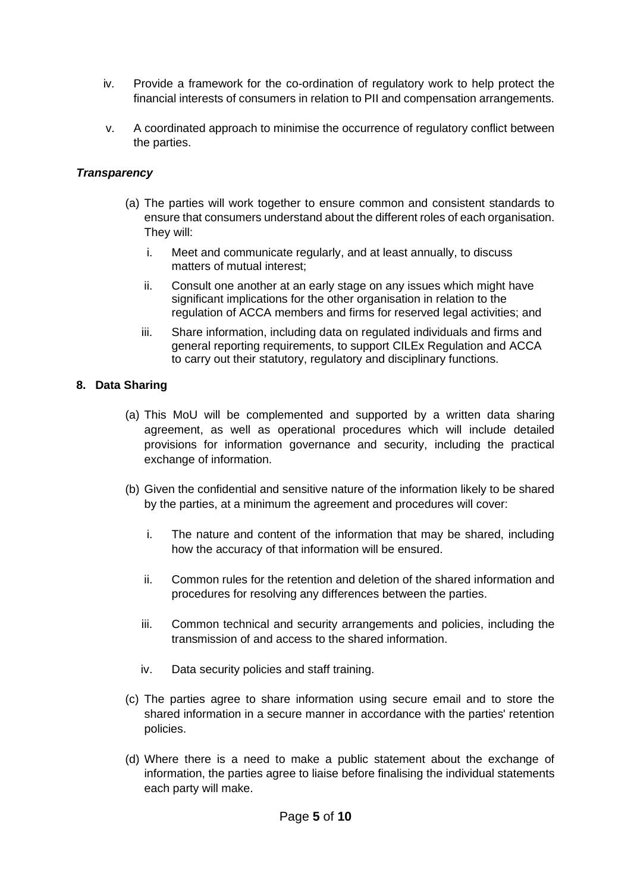iv. Provide a framework for the co-ordination of regulatory work to help protect the financial interests of consumers in relation to PII and compensation arrangements.

v. A coordinated approach to minimise the occurrence of regulatory conflict between the parties.

***Transparency***

(a) The parties will work together to ensure common and consistent standards to ensure that consumers understand about the different roles of each organisation. They will:

   i. Meet and communicate regularly, and at least annually, to discuss matters of mutual interest;

   ii. Consult one another at an early stage on any issues which might have significant implications for the other organisation in relation to the regulation of ACCA members and firms for reserved legal activities; and

   iii. Share information, including data on regulated individuals and firms and general reporting requirements, to support CILEx Regulation and ACCA to carry out their statutory, regulatory and disciplinary functions.

**8. Data Sharing**

(a) This MoU will be complemented and supported by a written data sharing agreement, as well as operational procedures which will include detailed provisions for information governance and security, including the practical exchange of information.

(b) Given the confidential and sensitive nature of the information likely to be shared by the parties, at a minimum the agreement and procedures will cover:

   i. The nature and content of the information that may be shared, including how the accuracy of that information will be ensured.

   ii. Common rules for the retention and deletion of the shared information and procedures for resolving any differences between the parties.

   iii. Common technical and security arrangements and policies, including the transmission of and access to the shared information.

   iv. Data security policies and staff training.

(c) The parties agree to share information using secure email and to store the shared information in a secure manner in accordance with the parties' retention policies.

(d) Where there is a need to make a public statement about the exchange of information, the parties agree to liaise before finalising the individual statements each party will make.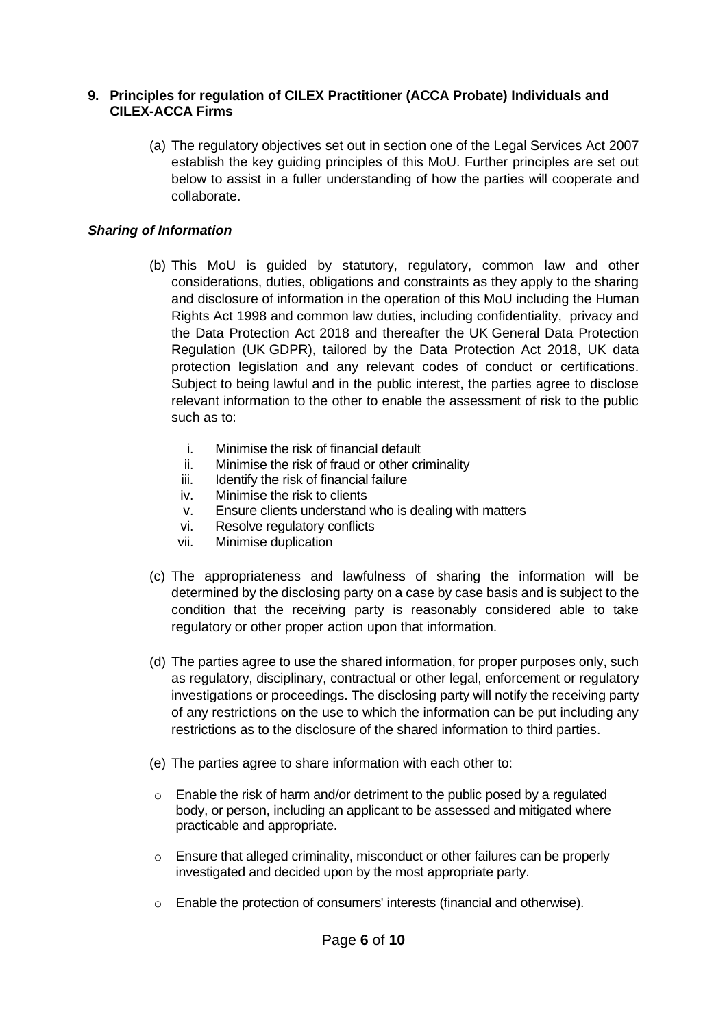## 9. Principles for regulation of CILEX Practitioner (ACCA Probate) Individuals and CILEX-ACCA Firms

(a) The regulatory objectives set out in section one of the Legal Services Act 2007 establish the key guiding principles of this MoU. Further principles are set out below to assist in a fuller understanding of how the parties will cooperate and collaborate.

### *Sharing of Information*

(b) This MoU is guided by statutory, regulatory, common law and other considerations, duties, obligations and constraints as they apply to the sharing and disclosure of information in the operation of this MoU including the Human Rights Act 1998 and common law duties, including confidentiality, privacy and the Data Protection Act 2018 and thereafter the UK General Data Protection Regulation (UK GDPR), tailored by the Data Protection Act 2018, UK data protection legislation and any relevant codes of conduct or certifications. Subject to being lawful and in the public interest, the parties agree to disclose relevant information to the other to enable the assessment of risk to the public such as to:

i. Minimise the risk of financial default
ii. Minimise the risk of fraud or other criminality
iii. Identify the risk of financial failure
iv. Minimise the risk to clients
v. Ensure clients understand who is dealing with matters
vi. Resolve regulatory conflicts
vii. Minimise duplication

(c) The appropriateness and lawfulness of sharing the information will be determined by the disclosing party on a case by case basis and is subject to the condition that the receiving party is reasonably considered able to take regulatory or other proper action upon that information.

(d) The parties agree to use the shared information, for proper purposes only, such as regulatory, disciplinary, contractual or other legal, enforcement or regulatory investigations or proceedings. The disclosing party will notify the receiving party of any restrictions on the use to which the information can be put including any restrictions as to the disclosure of the shared information to third parties.

(e) The parties agree to share information with each other to:

- Enable the risk of harm and/or detriment to the public posed by a regulated body, or person, including an applicant to be assessed and mitigated where practicable and appropriate.
- Ensure that alleged criminality, misconduct or other failures can be properly investigated and decided upon by the most appropriate party.
- Enable the protection of consumers' interests (financial and otherwise).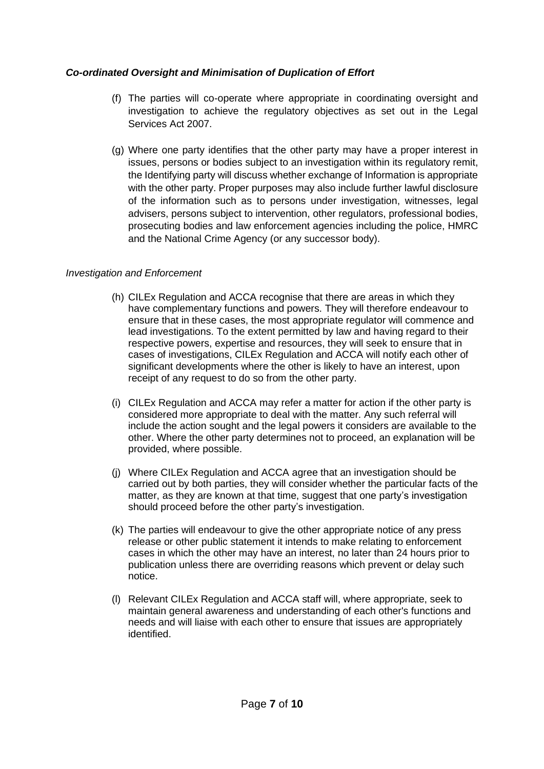***Co-ordinated Oversight and Minimisation of Duplication of Effort***

(f) The parties will co-operate where appropriate in coordinating oversight and investigation to achieve the regulatory objectives as set out in the Legal Services Act 2007.

(g) Where one party identifies that the other party may have a proper interest in issues, persons or bodies subject to an investigation within its regulatory remit, the Identifying party will discuss whether exchange of Information is appropriate with the other party. Proper purposes may also include further lawful disclosure of the information such as to persons under investigation, witnesses, legal advisers, persons subject to intervention, other regulators, professional bodies, prosecuting bodies and law enforcement agencies including the police, HMRC and the National Crime Agency (or any successor body).

*Investigation and Enforcement*

(h) CILEx Regulation and ACCA recognise that there are areas in which they have complementary functions and powers. They will therefore endeavour to ensure that in these cases, the most appropriate regulator will commence and lead investigations. To the extent permitted by law and having regard to their respective powers, expertise and resources, they will seek to ensure that in cases of investigations, CILEx Regulation and ACCA will notify each other of significant developments where the other is likely to have an interest, upon receipt of any request to do so from the other party.

(i) CILEx Regulation and ACCA may refer a matter for action if the other party is considered more appropriate to deal with the matter. Any such referral will include the action sought and the legal powers it considers are available to the other. Where the other party determines not to proceed, an explanation will be provided, where possible.

(j) Where CILEx Regulation and ACCA agree that an investigation should be carried out by both parties, they will consider whether the particular facts of the matter, as they are known at that time, suggest that one party's investigation should proceed before the other party's investigation.

(k) The parties will endeavour to give the other appropriate notice of any press release or other public statement it intends to make relating to enforcement cases in which the other may have an interest, no later than 24 hours prior to publication unless there are overriding reasons which prevent or delay such notice.

(l) Relevant CILEx Regulation and ACCA staff will, where appropriate, seek to maintain general awareness and understanding of each other's functions and needs and will liaise with each other to ensure that issues are appropriately identified.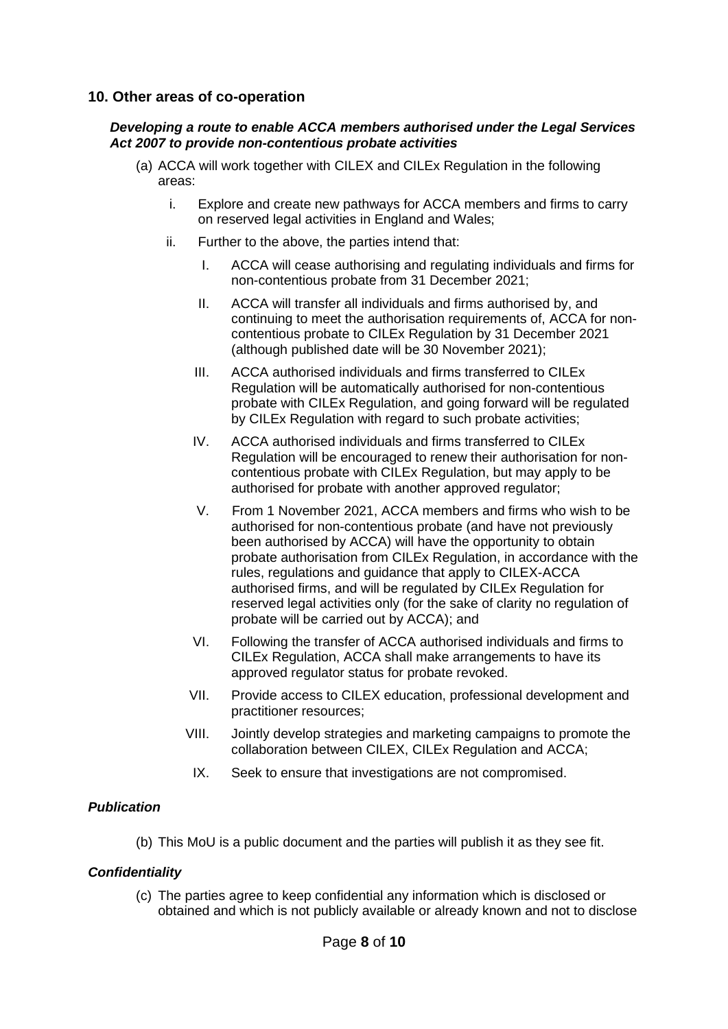## 10. Other areas of co-operation

***Developing a route to enable ACCA members authorised under the Legal Services Act 2007 to provide non-contentious probate activities***

(a) ACCA will work together with CILEX and CILEx Regulation in the following areas:

   i. Explore and create new pathways for ACCA members and firms to carry on reserved legal activities in England and Wales;

   ii. Further to the above, the parties intend that:

      I. ACCA will cease authorising and regulating individuals and firms for non-contentious probate from 31 December 2021;

      II. ACCA will transfer all individuals and firms authorised by, and continuing to meet the authorisation requirements of, ACCA for non-contentious probate to CILEx Regulation by 31 December 2021 (although published date will be 30 November 2021);

      III. ACCA authorised individuals and firms transferred to CILEx Regulation will be automatically authorised for non-contentious probate with CILEx Regulation, and going forward will be regulated by CILEx Regulation with regard to such probate activities;

      IV. ACCA authorised individuals and firms transferred to CILEx Regulation will be encouraged to renew their authorisation for non-contentious probate with CILEx Regulation, but may apply to be authorised for probate with another approved regulator;

      V. From 1 November 2021, ACCA members and firms who wish to be authorised for non-contentious probate (and have not previously been authorised by ACCA) will have the opportunity to obtain probate authorisation from CILEx Regulation, in accordance with the rules, regulations and guidance that apply to CILEX-ACCA authorised firms, and will be regulated by CILEx Regulation for reserved legal activities only (for the sake of clarity no regulation of probate will be carried out by ACCA); and

      VI. Following the transfer of ACCA authorised individuals and firms to CILEx Regulation, ACCA shall make arrangements to have its approved regulator status for probate revoked.

      VII. Provide access to CILEX education, professional development and practitioner resources;

      VIII. Jointly develop strategies and marketing campaigns to promote the collaboration between CILEX, CILEx Regulation and ACCA;

      IX. Seek to ensure that investigations are not compromised.

***Publication***

(b) This MoU is a public document and the parties will publish it as they see fit.

***Confidentiality***

(c) The parties agree to keep confidential any information which is disclosed or obtained and which is not publicly available or already known and not to disclose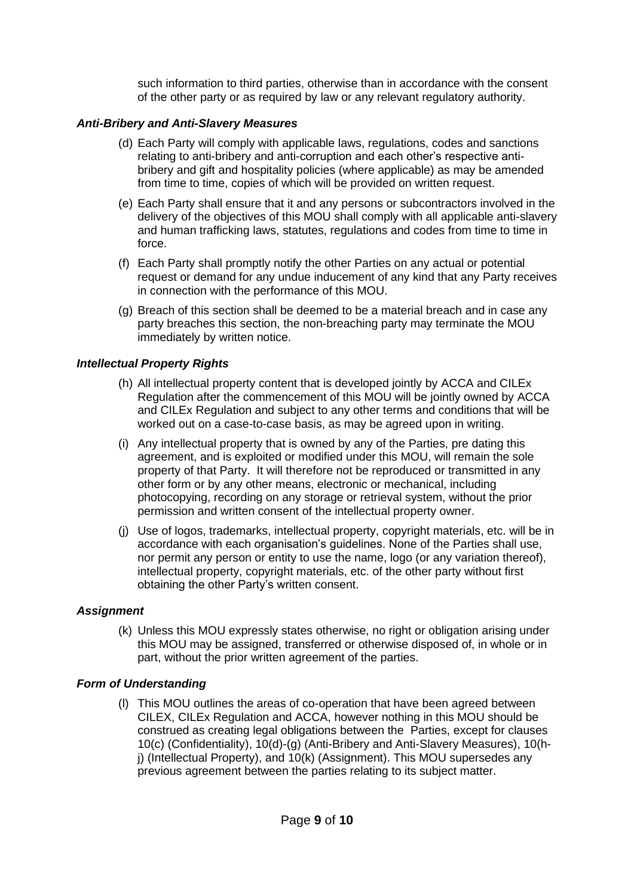such information to third parties, otherwise than in accordance with the consent of the other party or as required by law or any relevant regulatory authority.

***Anti-Bribery and Anti-Slavery Measures***

(d) Each Party will comply with applicable laws, regulations, codes and sanctions relating to anti-bribery and anti-corruption and each other's respective anti-bribery and gift and hospitality policies (where applicable) as may be amended from time to time, copies of which will be provided on written request.

(e) Each Party shall ensure that it and any persons or subcontractors involved in the delivery of the objectives of this MOU shall comply with all applicable anti-slavery and human trafficking laws, statutes, regulations and codes from time to time in force.

(f) Each Party shall promptly notify the other Parties on any actual or potential request or demand for any undue inducement of any kind that any Party receives in connection with the performance of this MOU.

(g) Breach of this section shall be deemed to be a material breach and in case any party breaches this section, the non-breaching party may terminate the MOU immediately by written notice.

***Intellectual Property Rights***

(h) All intellectual property content that is developed jointly by ACCA and CILEx Regulation after the commencement of this MOU will be jointly owned by ACCA and CILEx Regulation and subject to any other terms and conditions that will be worked out on a case-to-case basis, as may be agreed upon in writing.

(i) Any intellectual property that is owned by any of the Parties, pre dating this agreement, and is exploited or modified under this MOU, will remain the sole property of that Party. It will therefore not be reproduced or transmitted in any other form or by any other means, electronic or mechanical, including photocopying, recording on any storage or retrieval system, without the prior permission and written consent of the intellectual property owner.

(j) Use of logos, trademarks, intellectual property, copyright materials, etc. will be in accordance with each organisation's guidelines. None of the Parties shall use, nor permit any person or entity to use the name, logo (or any variation thereof), intellectual property, copyright materials, etc. of the other party without first obtaining the other Party's written consent.

***Assignment***

(k) Unless this MOU expressly states otherwise, no right or obligation arising under this MOU may be assigned, transferred or otherwise disposed of, in whole or in part, without the prior written agreement of the parties.

***Form of Understanding***

(l) This MOU outlines the areas of co-operation that have been agreed between CILEX, CILEx Regulation and ACCA, however nothing in this MOU should be construed as creating legal obligations between the Parties, except for clauses 10(c) (Confidentiality), 10(d)-(g) (Anti-Bribery and Anti-Slavery Measures), 10(h-j) (Intellectual Property), and 10(k) (Assignment). This MOU supersedes any previous agreement between the parties relating to its subject matter.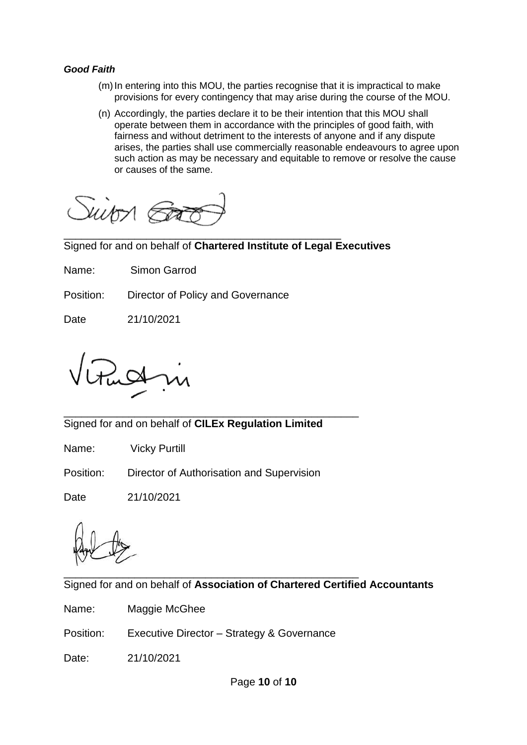***Good Faith***

(m) In entering into this MOU, the parties recognise that it is impractical to make provisions for every contingency that may arise during the course of the MOU.

(n) Accordingly, the parties declare it to be their intention that this MOU shall operate between them in accordance with the principles of good faith, with fairness and without detriment to the interests of anyone and if any dispute arises, the parties shall use commercially reasonable endeavours to agree upon such action as may be necessary and equitable to remove or resolve the cause or causes of the same.

\_\_\_\_\_\_\_\_\_\_\_\_\_\_\_\_\_\_\_\_\_\_\_\_\_\_\_\_\_\_\_\_\_\_\_\_\_\_\_\_\_\_\_\_\_\_

Signed for and on behalf of **Chartered Institute of Legal Executives**

Name: Simon Garrod

Position: Director of Policy and Governance

Date 21/10/2021

\_\_\_\_\_\_\_\_\_\_\_\_\_\_\_\_\_\_\_\_\_\_\_\_\_\_\_\_\_\_\_\_\_\_\_\_\_\_\_\_\_\_\_\_\_\_

Signed for and on behalf of **CILEx Regulation Limited**

Name: Vicky Purtill

Position: Director of Authorisation and Supervision

Date 21/10/2021

\_\_\_\_\_\_\_\_\_\_\_\_\_\_\_\_\_\_\_\_\_\_\_\_\_\_\_\_\_\_\_\_\_\_\_\_\_\_\_\_\_\_\_\_\_\_

Signed for and on behalf of **Association of Chartered Certified Accountants**

Name: Maggie McGhee

Position: Executive Director – Strategy & Governance

Date: 21/10/2021